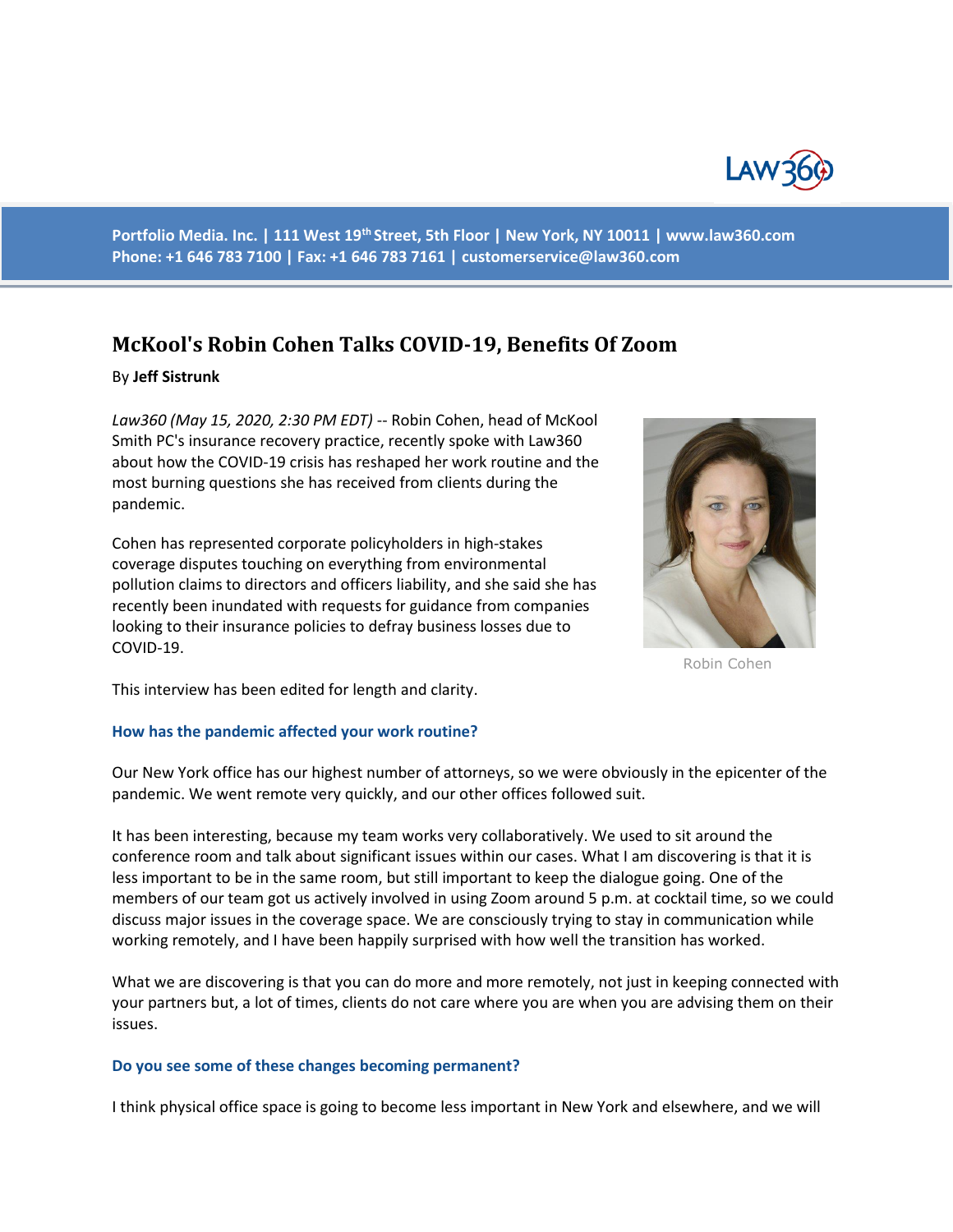Portfolio Media. Inc. | 111 West 19th Street, 5th Floor | New York, NY 10011 | www.law360.com
Phone: +1 646 783 7100 | Fax: +1 646 783 7161 | customerservice@law360.com

# McKool's Robin Cohen Talks COVID-19, Benefits Of Zoom

By **Jeff Sistrunk**

*Law360 (May 15, 2020, 2:30 PM EDT)* -- Robin Cohen, head of McKool Smith PC's insurance recovery practice, recently spoke with Law360 about how the COVID-19 crisis has reshaped her work routine and the most burning questions she has received from clients during the pandemic.

Cohen has represented corporate policyholders in high-stakes coverage disputes touching on everything from environmental pollution claims to directors and officers liability, and she said she has recently been inundated with requests for guidance from companies looking to their insurance policies to defray business losses due to COVID-19.

Robin Cohen

This interview has been edited for length and clarity.

### How has the pandemic affected your work routine?

Our New York office has our highest number of attorneys, so we were obviously in the epicenter of the pandemic. We went remote very quickly, and our other offices followed suit.

It has been interesting, because my team works very collaboratively. We used to sit around the conference room and talk about significant issues within our cases. What I am discovering is that it is less important to be in the same room, but still important to keep the dialogue going. One of the members of our team got us actively involved in using Zoom around 5 p.m. at cocktail time, so we could discuss major issues in the coverage space. We are consciously trying to stay in communication while working remotely, and I have been happily surprised with how well the transition has worked.

What we are discovering is that you can do more and more remotely, not just in keeping connected with your partners but, a lot of times, clients do not care where you are when you are advising them on their issues.

### Do you see some of these changes becoming permanent?

I think physical office space is going to become less important in New York and elsewhere, and we will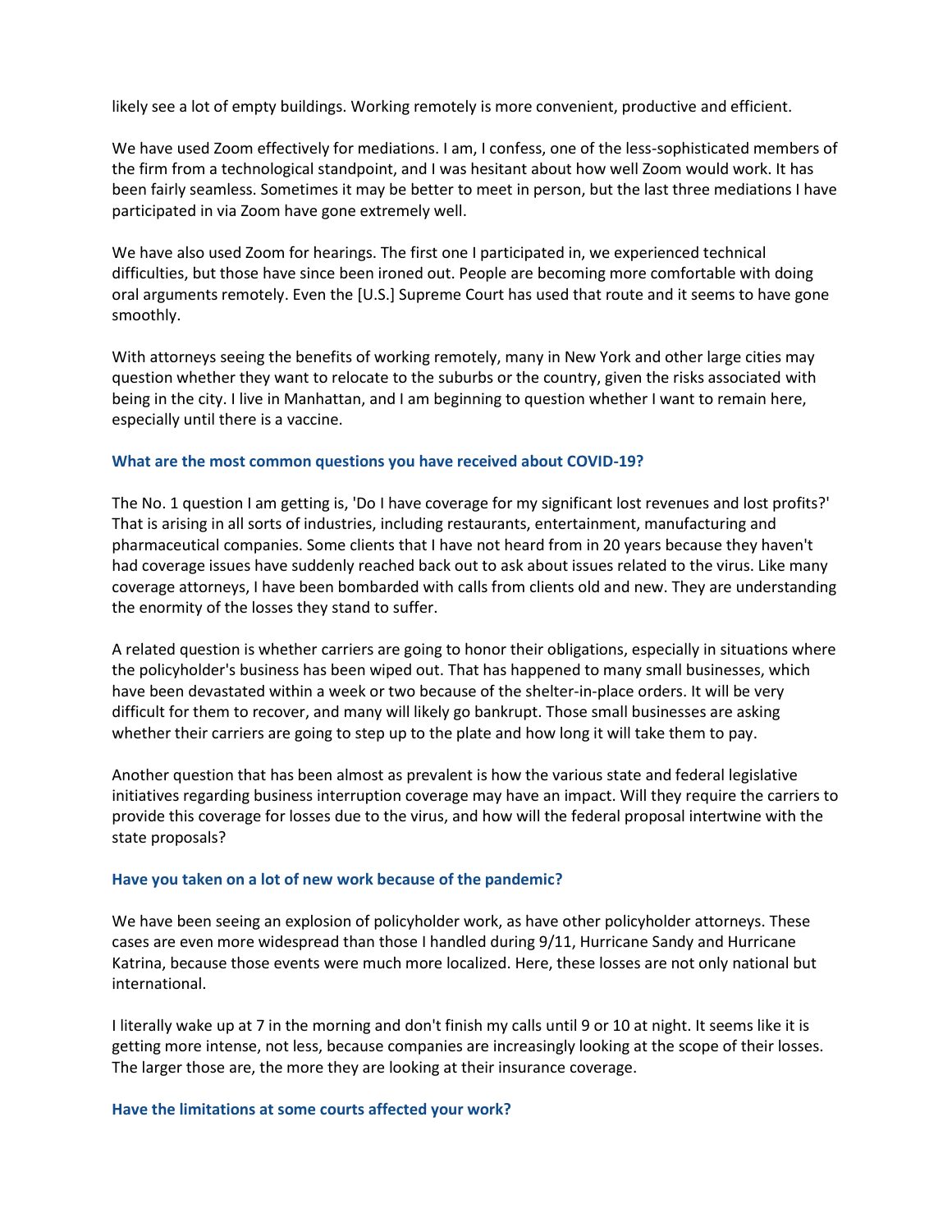likely see a lot of empty buildings. Working remotely is more convenient, productive and efficient.

We have used Zoom effectively for mediations. I am, I confess, one of the less-sophisticated members of the firm from a technological standpoint, and I was hesitant about how well Zoom would work. It has been fairly seamless. Sometimes it may be better to meet in person, but the last three mediations I have participated in via Zoom have gone extremely well.

We have also used Zoom for hearings. The first one I participated in, we experienced technical difficulties, but those have since been ironed out. People are becoming more comfortable with doing oral arguments remotely. Even the [U.S.] Supreme Court has used that route and it seems to have gone smoothly.

With attorneys seeing the benefits of working remotely, many in New York and other large cities may question whether they want to relocate to the suburbs or the country, given the risks associated with being in the city. I live in Manhattan, and I am beginning to question whether I want to remain here, especially until there is a vaccine.

### What are the most common questions you have received about COVID-19?

The No. 1 question I am getting is, 'Do I have coverage for my significant lost revenues and lost profits?' That is arising in all sorts of industries, including restaurants, entertainment, manufacturing and pharmaceutical companies. Some clients that I have not heard from in 20 years because they haven't had coverage issues have suddenly reached back out to ask about issues related to the virus. Like many coverage attorneys, I have been bombarded with calls from clients old and new. They are understanding the enormity of the losses they stand to suffer.

A related question is whether carriers are going to honor their obligations, especially in situations where the policyholder's business has been wiped out. That has happened to many small businesses, which have been devastated within a week or two because of the shelter-in-place orders. It will be very difficult for them to recover, and many will likely go bankrupt. Those small businesses are asking whether their carriers are going to step up to the plate and how long it will take them to pay.

Another question that has been almost as prevalent is how the various state and federal legislative initiatives regarding business interruption coverage may have an impact. Will they require the carriers to provide this coverage for losses due to the virus, and how will the federal proposal intertwine with the state proposals?

### Have you taken on a lot of new work because of the pandemic?

We have been seeing an explosion of policyholder work, as have other policyholder attorneys. These cases are even more widespread than those I handled during 9/11, Hurricane Sandy and Hurricane Katrina, because those events were much more localized. Here, these losses are not only national but international.

I literally wake up at 7 in the morning and don't finish my calls until 9 or 10 at night. It seems like it is getting more intense, not less, because companies are increasingly looking at the scope of their losses. The larger those are, the more they are looking at their insurance coverage.

### Have the limitations at some courts affected your work?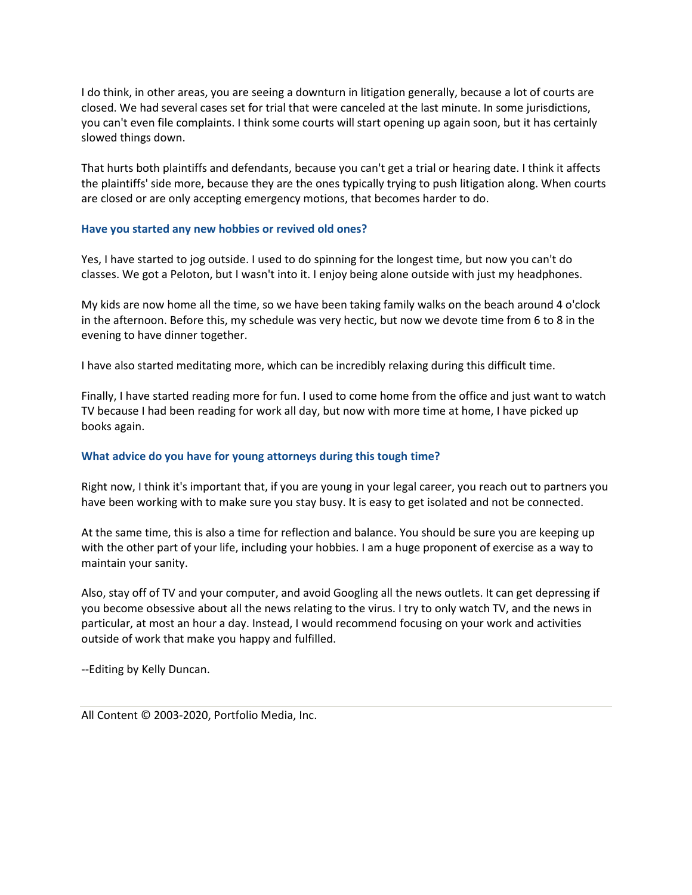I do think, in other areas, you are seeing a downturn in litigation generally, because a lot of courts are closed. We had several cases set for trial that were canceled at the last minute. In some jurisdictions, you can't even file complaints. I think some courts will start opening up again soon, but it has certainly slowed things down.

That hurts both plaintiffs and defendants, because you can't get a trial or hearing date. I think it affects the plaintiffs' side more, because they are the ones typically trying to push litigation along. When courts are closed or are only accepting emergency motions, that becomes harder to do.

**Have you started any new hobbies or revived old ones?**

Yes, I have started to jog outside. I used to do spinning for the longest time, but now you can't do classes. We got a Peloton, but I wasn't into it. I enjoy being alone outside with just my headphones.

My kids are now home all the time, so we have been taking family walks on the beach around 4 o'clock in the afternoon. Before this, my schedule was very hectic, but now we devote time from 6 to 8 in the evening to have dinner together.

I have also started meditating more, which can be incredibly relaxing during this difficult time.

Finally, I have started reading more for fun. I used to come home from the office and just want to watch TV because I had been reading for work all day, but now with more time at home, I have picked up books again.

**What advice do you have for young attorneys during this tough time?**

Right now, I think it's important that, if you are young in your legal career, you reach out to partners you have been working with to make sure you stay busy. It is easy to get isolated and not be connected.

At the same time, this is also a time for reflection and balance. You should be sure you are keeping up with the other part of your life, including your hobbies. I am a huge proponent of exercise as a way to maintain your sanity.

Also, stay off of TV and your computer, and avoid Googling all the news outlets. It can get depressing if you become obsessive about all the news relating to the virus. I try to only watch TV, and the news in particular, at most an hour a day. Instead, I would recommend focusing on your work and activities outside of work that make you happy and fulfilled.

--Editing by Kelly Duncan.

All Content © 2003-2020, Portfolio Media, Inc.